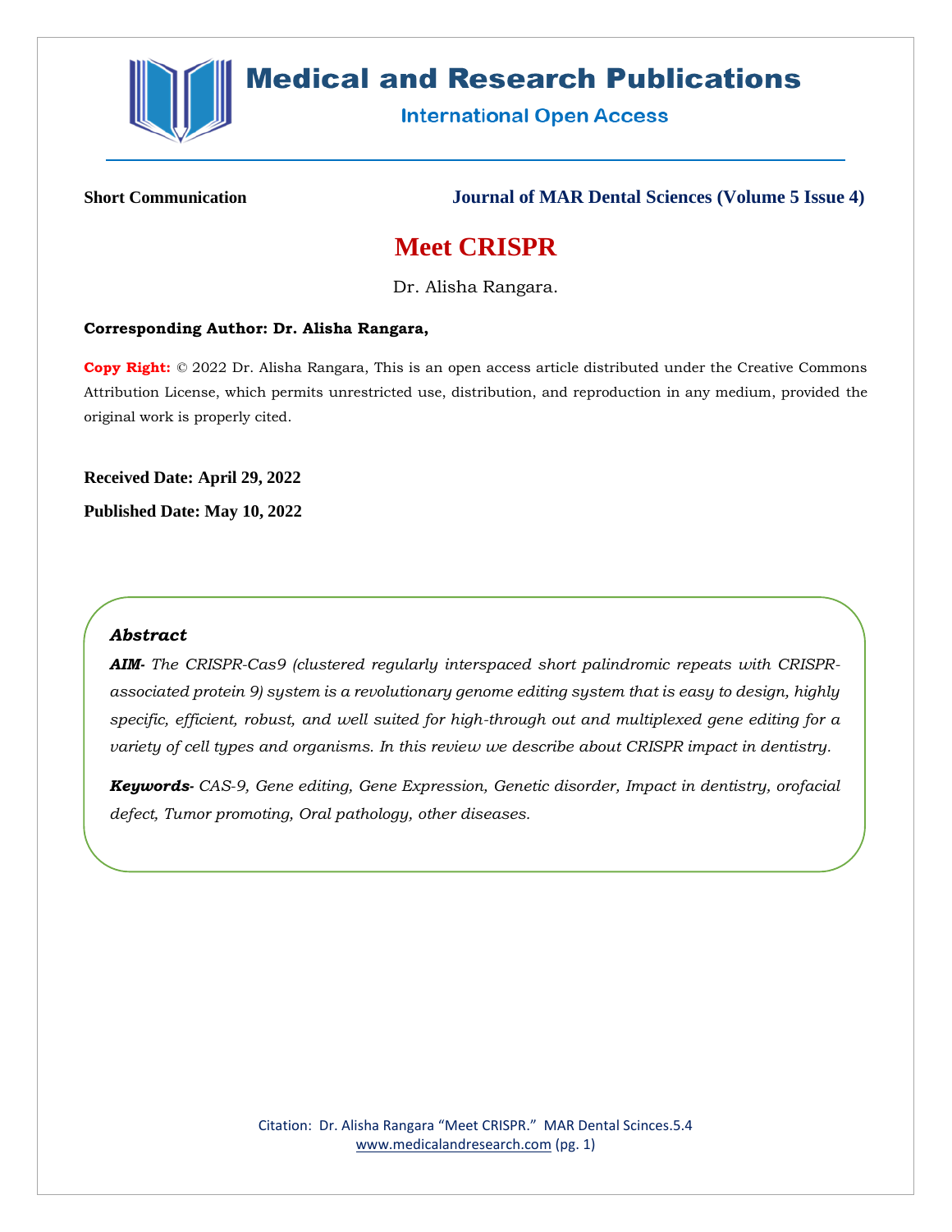**Short Communication**

# Meet CRISPR

Dr. Alisha Rangara.

**Corresponding Author: Dr. Alisha Rangara,**

**Copy Right:** © 2022 Dr. Alisha Rangara, This is an open access article distributed under the Creative Commons Attribution License, which permits unrestricted use, distribution, and reproduction in any medium, provided the original work is properly cited.

**Received Date: April 29, 2022**

**Published Date: May 10, 2022**

### *Abstract*

***AIM***- *The CRISPR-Cas9 (clustered regularly interspaced short palindromic repeats with CRISPR-associated protein 9) system is a revolutionary genome editing system that is easy to design, highly specific, efficient, robust, and well suited for high-through out and multiplexed gene editing for a variety of cell types and organisms. In this review we describe about CRISPR impact in dentistry.*

***Keywords***- *CAS-9, Gene editing, Gene Expression, Genetic disorder, Impact in dentistry, orofacial defect, Tumor promoting, Oral pathology, other diseases.*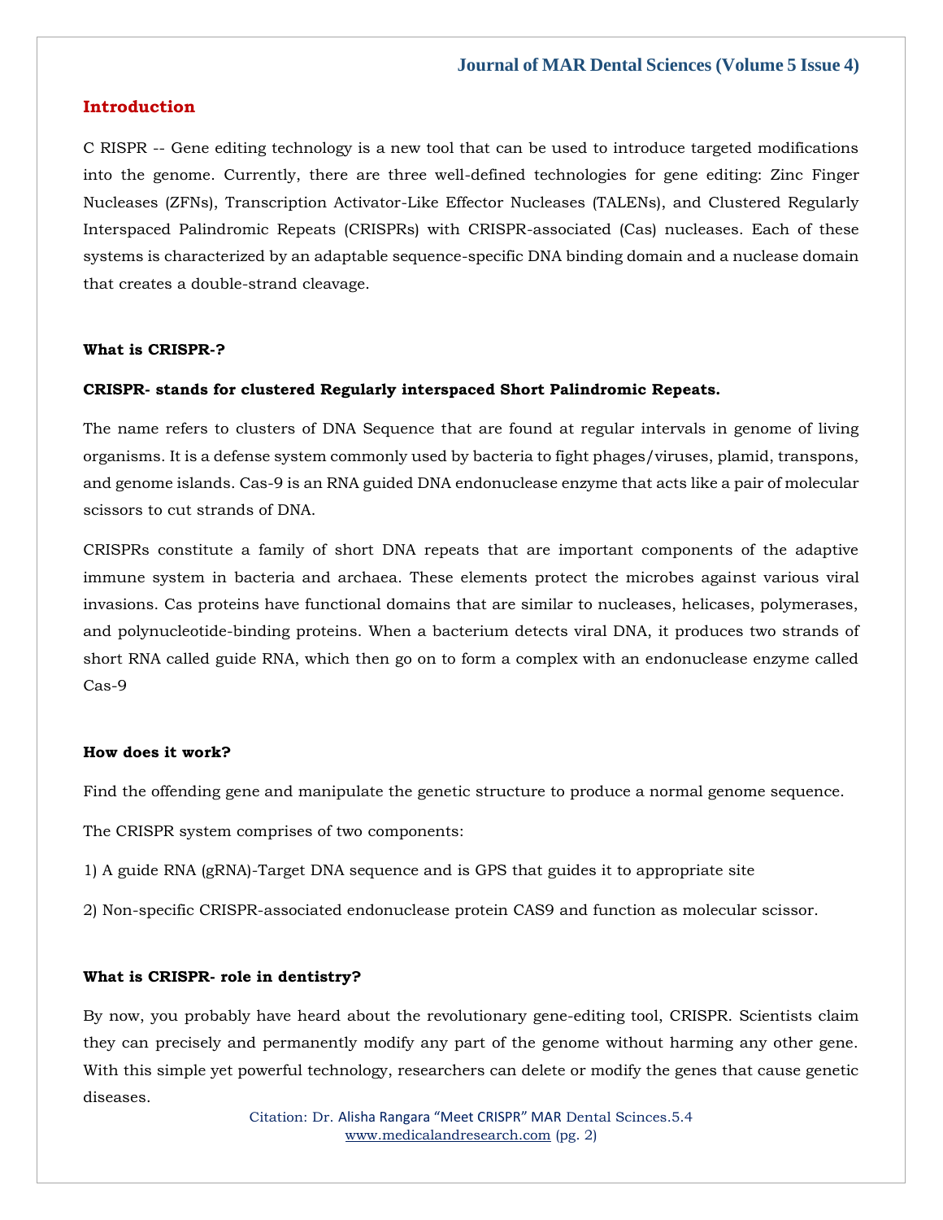## Introduction

C RISPR -- Gene editing technology is a new tool that can be used to introduce targeted modifications into the genome. Currently, there are three well-defined technologies for gene editing: Zinc Finger Nucleases (ZFNs), Transcription Activator-Like Effector Nucleases (TALENs), and Clustered Regularly Interspaced Palindromic Repeats (CRISPRs) with CRISPR-associated (Cas) nucleases. Each of these systems is characterized by an adaptable sequence-specific DNA binding domain and a nuclease domain that creates a double-strand cleavage.

### What is CRISPR-?

**CRISPR- stands for clustered Regularly interspaced Short Palindromic Repeats.**

The name refers to clusters of DNA Sequence that are found at regular intervals in genome of living organisms. It is a defense system commonly used by bacteria to fight phages/viruses, plamid, transpons, and genome islands. Cas-9 is an RNA guided DNA endonuclease enzyme that acts like a pair of molecular scissors to cut strands of DNA.

CRISPRs constitute a family of short DNA repeats that are important components of the adaptive immune system in bacteria and archaea. These elements protect the microbes against various viral invasions. Cas proteins have functional domains that are similar to nucleases, helicases, polymerases, and polynucleotide-binding proteins. When a bacterium detects viral DNA, it produces two strands of short RNA called guide RNA, which then go on to form a complex with an endonuclease enzyme called Cas-9

### How does it work?

Find the offending gene and manipulate the genetic structure to produce a normal genome sequence.

The CRISPR system comprises of two components:

1) A guide RNA (gRNA)-Target DNA sequence and is GPS that guides it to appropriate site

2) Non-specific CRISPR-associated endonuclease protein CAS9 and function as molecular scissor.

### What is CRISPR- role in dentistry?

By now, you probably have heard about the revolutionary gene-editing tool, CRISPR. Scientists claim they can precisely and permanently modify any part of the genome without harming any other gene. With this simple yet powerful technology, researchers can delete or modify the genes that cause genetic diseases.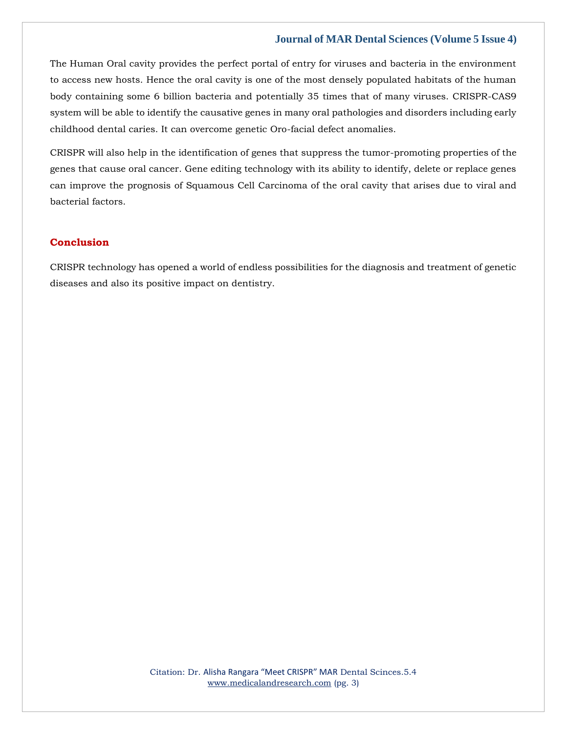The Human Oral cavity provides the perfect portal of entry for viruses and bacteria in the environment to access new hosts. Hence the oral cavity is one of the most densely populated habitats of the human body containing some 6 billion bacteria and potentially 35 times that of many viruses. CRISPR-CAS9 system will be able to identify the causative genes in many oral pathologies and disorders including early childhood dental caries. It can overcome genetic Oro-facial defect anomalies.

CRISPR will also help in the identification of genes that suppress the tumor-promoting properties of the genes that cause oral cancer. Gene editing technology with its ability to identify, delete or replace genes can improve the prognosis of Squamous Cell Carcinoma of the oral cavity that arises due to viral and bacterial factors.

## Conclusion

CRISPR technology has opened a world of endless possibilities for the diagnosis and treatment of genetic diseases and also its positive impact on dentistry.